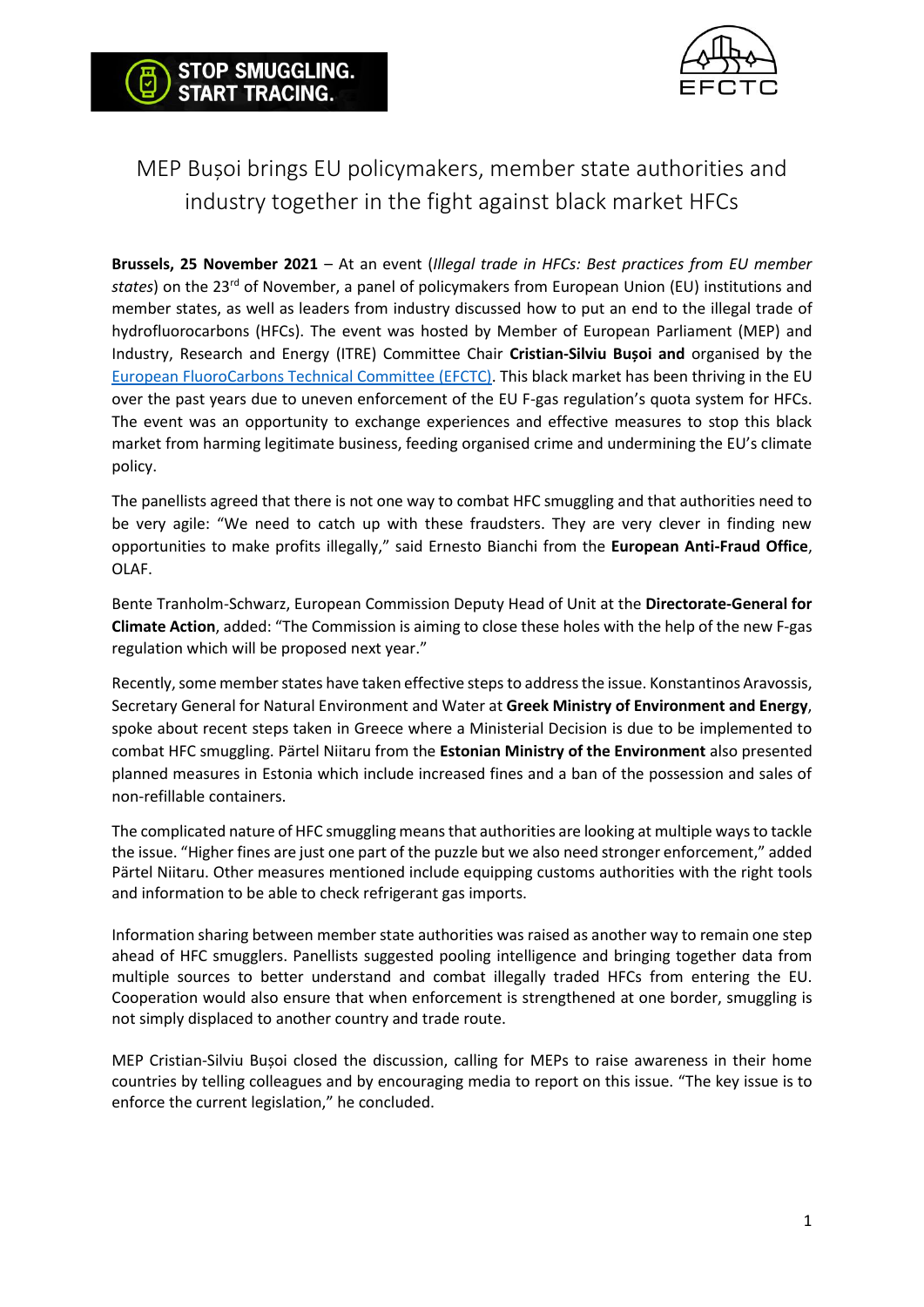STOP SMUGGLING. START TRACING.

EFCTC

# MEP Bușoi brings EU policymakers, member state authorities and industry together in the fight against black market HFCs

**Brussels, 25 November 2021** – At an event (*Illegal trade in HFCs: Best practices from EU member states*) on the 23rd of November, a panel of policymakers from European Union (EU) institutions and member states, as well as leaders from industry discussed how to put an end to the illegal trade of hydrofluorocarbons (HFCs). The event was hosted by Member of European Parliament (MEP) and Industry, Research and Energy (ITRE) Committee Chair **Cristian-Silviu Bușoi and** organised by the [European FluoroCarbons Technical Committee (EFCTC)](). This black market has been thriving in the EU over the past years due to uneven enforcement of the EU F-gas regulation's quota system for HFCs. The event was an opportunity to exchange experiences and effective measures to stop this black market from harming legitimate business, feeding organised crime and undermining the EU's climate policy.

The panellists agreed that there is not one way to combat HFC smuggling and that authorities need to be very agile: "We need to catch up with these fraudsters. They are very clever in finding new opportunities to make profits illegally," said Ernesto Bianchi from the **European Anti-Fraud Office**, OLAF.

Bente Tranholm-Schwarz, European Commission Deputy Head of Unit at the **Directorate-General for Climate Action**, added: "The Commission is aiming to close these holes with the help of the new F-gas regulation which will be proposed next year."

Recently, some member states have taken effective steps to address the issue. Konstantinos Aravossis, Secretary General for Natural Environment and Water at **Greek Ministry of Environment and Energy**, spoke about recent steps taken in Greece where a Ministerial Decision is due to be implemented to combat HFC smuggling. Pärtel Niitaru from the **Estonian Ministry of the Environment** also presented planned measures in Estonia which include increased fines and a ban of the possession and sales of non-refillable containers.

The complicated nature of HFC smuggling means that authorities are looking at multiple ways to tackle the issue. "Higher fines are just one part of the puzzle but we also need stronger enforcement," added Pärtel Niitaru. Other measures mentioned include equipping customs authorities with the right tools and information to be able to check refrigerant gas imports.

Information sharing between member state authorities was raised as another way to remain one step ahead of HFC smugglers. Panellists suggested pooling intelligence and bringing together data from multiple sources to better understand and combat illegally traded HFCs from entering the EU. Cooperation would also ensure that when enforcement is strengthened at one border, smuggling is not simply displaced to another country and trade route.

MEP Cristian-Silviu Bușoi closed the discussion, calling for MEPs to raise awareness in their home countries by telling colleagues and by encouraging media to report on this issue. "The key issue is to enforce the current legislation," he concluded.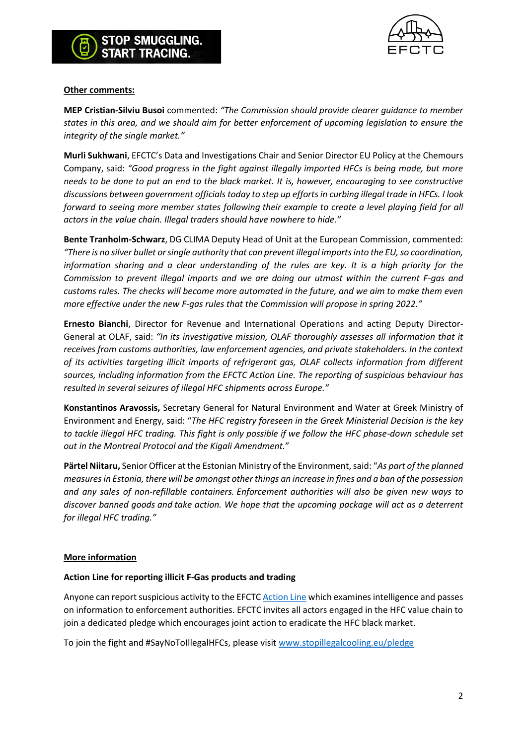**Other comments:**

**MEP Cristian-Silviu Busoi** commented: *"The Commission should provide clearer guidance to member states in this area, and we should aim for better enforcement of upcoming legislation to ensure the integrity of the single market."*

**Murli Sukhwani**, EFCTC's Data and Investigations Chair and Senior Director EU Policy at the Chemours Company, said: *"Good progress in the fight against illegally imported HFCs is being made, but more needs to be done to put an end to the black market. It is, however, encouraging to see constructive discussions between government officials today to step up efforts in curbing illegal trade in HFCs. I look forward to seeing more member states following their example to create a level playing field for all actors in the value chain. Illegal traders should have nowhere to hide."*

**Bente Tranholm-Schwarz**, DG CLIMA Deputy Head of Unit at the European Commission, commented: *"There is no silver bullet or single authority that can prevent illegal imports into the EU, so coordination, information sharing and a clear understanding of the rules are key. It is a high priority for the Commission to prevent illegal imports and we are doing our utmost within the current F-gas and customs rules. The checks will become more automated in the future, and we aim to make them even more effective under the new F-gas rules that the Commission will propose in spring 2022."*

**Ernesto Bianchi**, Director for Revenue and International Operations and acting Deputy Director-General at OLAF, said: *"In its investigative mission, OLAF thoroughly assesses all information that it receives from customs authorities, law enforcement agencies, and private stakeholders. In the context of its activities targeting illicit imports of refrigerant gas, OLAF collects information from different sources, including information from the EFCTC Action Line. The reporting of suspicious behaviour has resulted in several seizures of illegal HFC shipments across Europe."*

**Konstantinos Aravossis,** Secretary General for Natural Environment and Water at Greek Ministry of Environment and Energy, said: "*The HFC registry foreseen in the Greek Ministerial Decision is the key to tackle illegal HFC trading. This fight is only possible if we follow the HFC phase-down schedule set out in the Montreal Protocol and the Kigali Amendment.*"

**Pärtel Niitaru,** Senior Officer at the Estonian Ministry of the Environment, said: "*As part of the planned measures in Estonia, there will be amongst other things an increase in fines and a ban of the possession and any sales of non-refillable containers. Enforcement authorities will also be given new ways to discover banned goods and take action. We hope that the upcoming package will act as a deterrent for illegal HFC trading."*

**More information**

**Action Line for reporting illicit F-Gas products and trading**

Anyone can report suspicious activity to the EFCTC Action Line which examines intelligence and passes on information to enforcement authorities. EFCTC invites all actors engaged in the HFC value chain to join a dedicated pledge which encourages joint action to eradicate the HFC black market.

To join the fight and #SayNoToIllegalHFCs, please visit www.stopillegalcooling.eu/pledge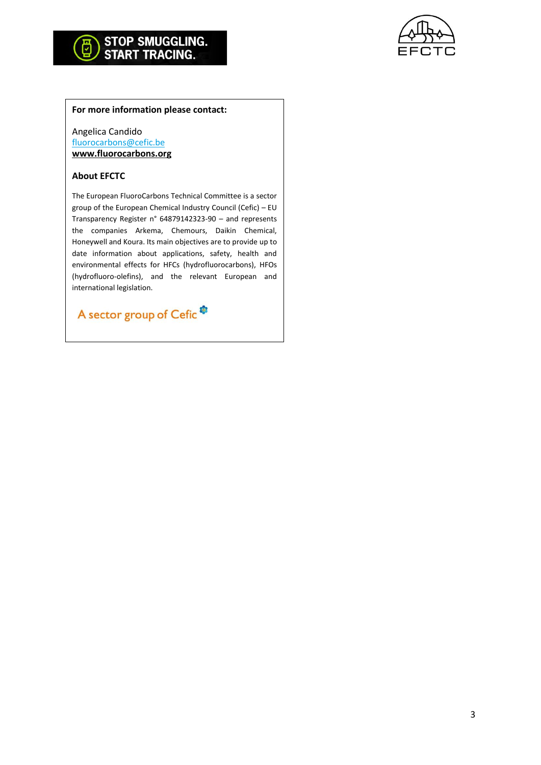STOP SMUGGLING.
START TRACING.

EFCTC

**For more information please contact:**

Angelica Candido
fluorocarbons@cefic.be
**www.fluorocarbons.org**

**About EFCTC**

The European FluoroCarbons Technical Committee is a sector group of the European Chemical Industry Council (Cefic) – EU Transparency Register n° 64879142323-90 – and represents the companies Arkema, Chemours, Daikin Chemical, Honeywell and Koura. Its main objectives are to provide up to date information about applications, safety, health and environmental effects for HFCs (hydrofluorocarbons), HFOs (hydrofluoro-olefins), and the relevant European and international legislation.

A sector group of Cefic